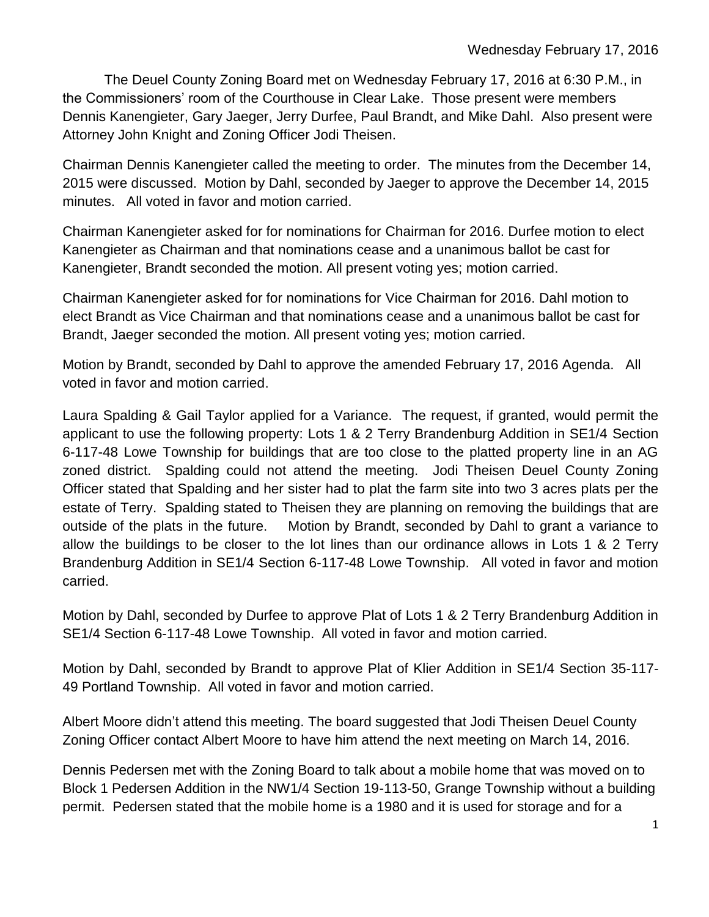Wednesday February 17, 2016

The Deuel County Zoning Board met on Wednesday February 17, 2016 at 6:30 P.M., in the Commissioners' room of the Courthouse in Clear Lake. Those present were members Dennis Kanengieter, Gary Jaeger, Jerry Durfee, Paul Brandt, and Mike Dahl. Also present were Attorney John Knight and Zoning Officer Jodi Theisen.

Chairman Dennis Kanengieter called the meeting to order. The minutes from the December 14, 2015 were discussed. Motion by Dahl, seconded by Jaeger to approve the December 14, 2015 minutes. All voted in favor and motion carried.

Chairman Kanengieter asked for for nominations for Chairman for 2016. Durfee motion to elect Kanengieter as Chairman and that nominations cease and a unanimous ballot be cast for Kanengieter, Brandt seconded the motion. All present voting yes; motion carried.

Chairman Kanengieter asked for for nominations for Vice Chairman for 2016. Dahl motion to elect Brandt as Vice Chairman and that nominations cease and a unanimous ballot be cast for Brandt, Jaeger seconded the motion. All present voting yes; motion carried.

Motion by Brandt, seconded by Dahl to approve the amended February 17, 2016 Agenda. All voted in favor and motion carried.

Laura Spalding & Gail Taylor applied for a Variance. The request, if granted, would permit the applicant to use the following property: Lots 1 & 2 Terry Brandenburg Addition in SE1/4 Section 6-117-48 Lowe Township for buildings that are too close to the platted property line in an AG zoned district. Spalding could not attend the meeting. Jodi Theisen Deuel County Zoning Officer stated that Spalding and her sister had to plat the farm site into two 3 acres plats per the estate of Terry. Spalding stated to Theisen they are planning on removing the buildings that are outside of the plats in the future. Motion by Brandt, seconded by Dahl to grant a variance to allow the buildings to be closer to the lot lines than our ordinance allows in Lots 1 & 2 Terry Brandenburg Addition in SE1/4 Section 6-117-48 Lowe Township. All voted in favor and motion carried.

Motion by Dahl, seconded by Durfee to approve Plat of Lots 1 & 2 Terry Brandenburg Addition in SE1/4 Section 6-117-48 Lowe Township. All voted in favor and motion carried.

Motion by Dahl, seconded by Brandt to approve Plat of Klier Addition in SE1/4 Section 35-117-49 Portland Township. All voted in favor and motion carried.

Albert Moore didn't attend this meeting. The board suggested that Jodi Theisen Deuel County Zoning Officer contact Albert Moore to have him attend the next meeting on March 14, 2016.

Dennis Pedersen met with the Zoning Board to talk about a mobile home that was moved on to Block 1 Pedersen Addition in the NW1/4 Section 19-113-50, Grange Township without a building permit. Pedersen stated that the mobile home is a 1980 and it is used for storage and for a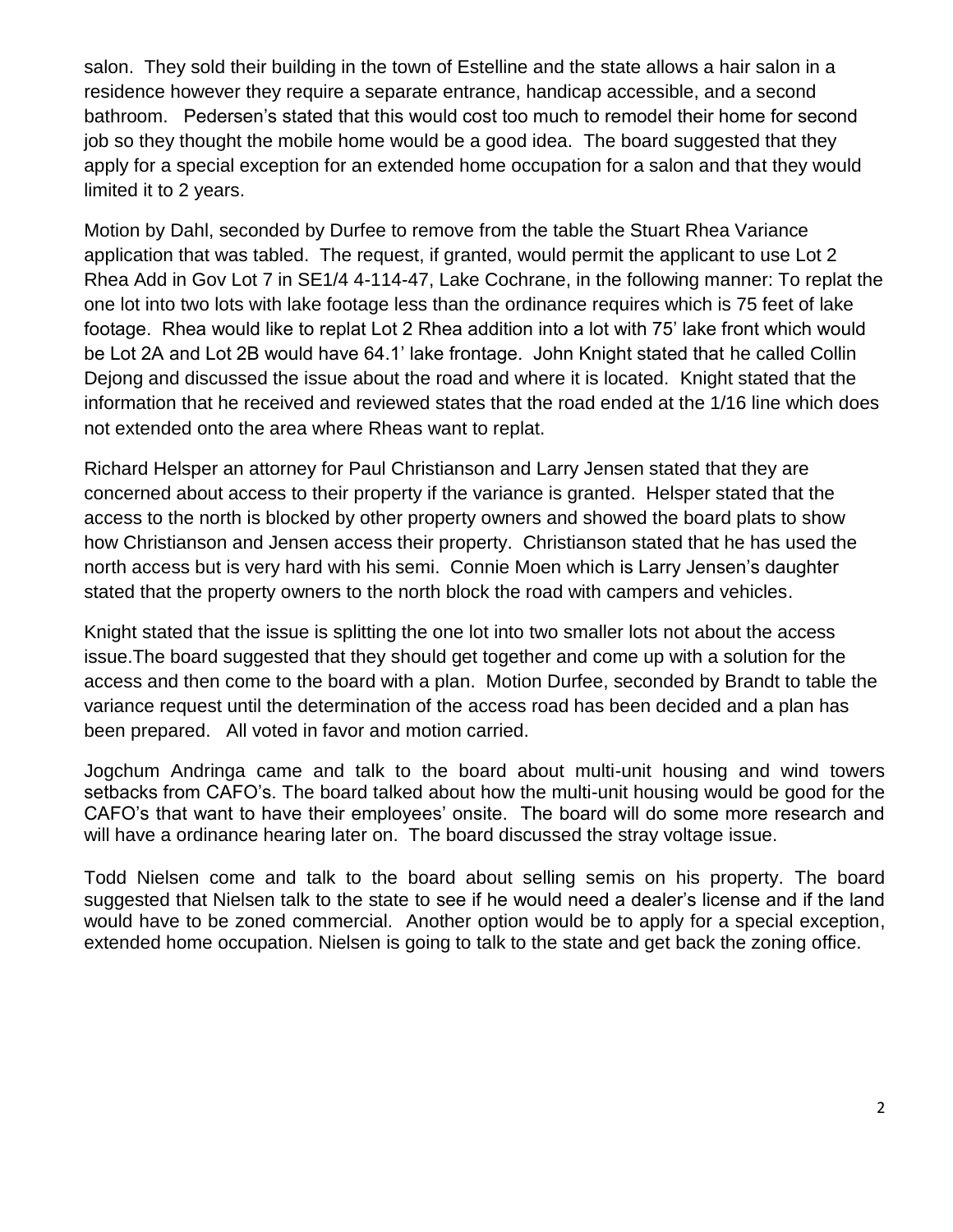salon. They sold their building in the town of Estelline and the state allows a hair salon in a residence however they require a separate entrance, handicap accessible, and a second bathroom. Pedersen's stated that this would cost too much to remodel their home for second job so they thought the mobile home would be a good idea. The board suggested that they apply for a special exception for an extended home occupation for a salon and that they would limited it to 2 years.

Motion by Dahl, seconded by Durfee to remove from the table the Stuart Rhea Variance application that was tabled. The request, if granted, would permit the applicant to use Lot 2 Rhea Add in Gov Lot 7 in SE1/4 4-114-47, Lake Cochrane, in the following manner: To replat the one lot into two lots with lake footage less than the ordinance requires which is 75 feet of lake footage. Rhea would like to replat Lot 2 Rhea addition into a lot with 75' lake front which would be Lot 2A and Lot 2B would have 64.1' lake frontage. John Knight stated that he called Collin Dejong and discussed the issue about the road and where it is located. Knight stated that the information that he received and reviewed states that the road ended at the 1/16 line which does not extended onto the area where Rheas want to replat.

Richard Helsper an attorney for Paul Christianson and Larry Jensen stated that they are concerned about access to their property if the variance is granted. Helsper stated that the access to the north is blocked by other property owners and showed the board plats to show how Christianson and Jensen access their property. Christianson stated that he has used the north access but is very hard with his semi. Connie Moen which is Larry Jensen's daughter stated that the property owners to the north block the road with campers and vehicles.

Knight stated that the issue is splitting the one lot into two smaller lots not about the access issue.The board suggested that they should get together and come up with a solution for the access and then come to the board with a plan. Motion Durfee, seconded by Brandt to table the variance request until the determination of the access road has been decided and a plan has been prepared. All voted in favor and motion carried.

Jogchum Andringa came and talk to the board about multi-unit housing and wind towers setbacks from CAFO's. The board talked about how the multi-unit housing would be good for the CAFO's that want to have their employees' onsite. The board will do some more research and will have a ordinance hearing later on. The board discussed the stray voltage issue.

Todd Nielsen come and talk to the board about selling semis on his property. The board suggested that Nielsen talk to the state to see if he would need a dealer's license and if the land would have to be zoned commercial. Another option would be to apply for a special exception, extended home occupation. Nielsen is going to talk to the state and get back the zoning office.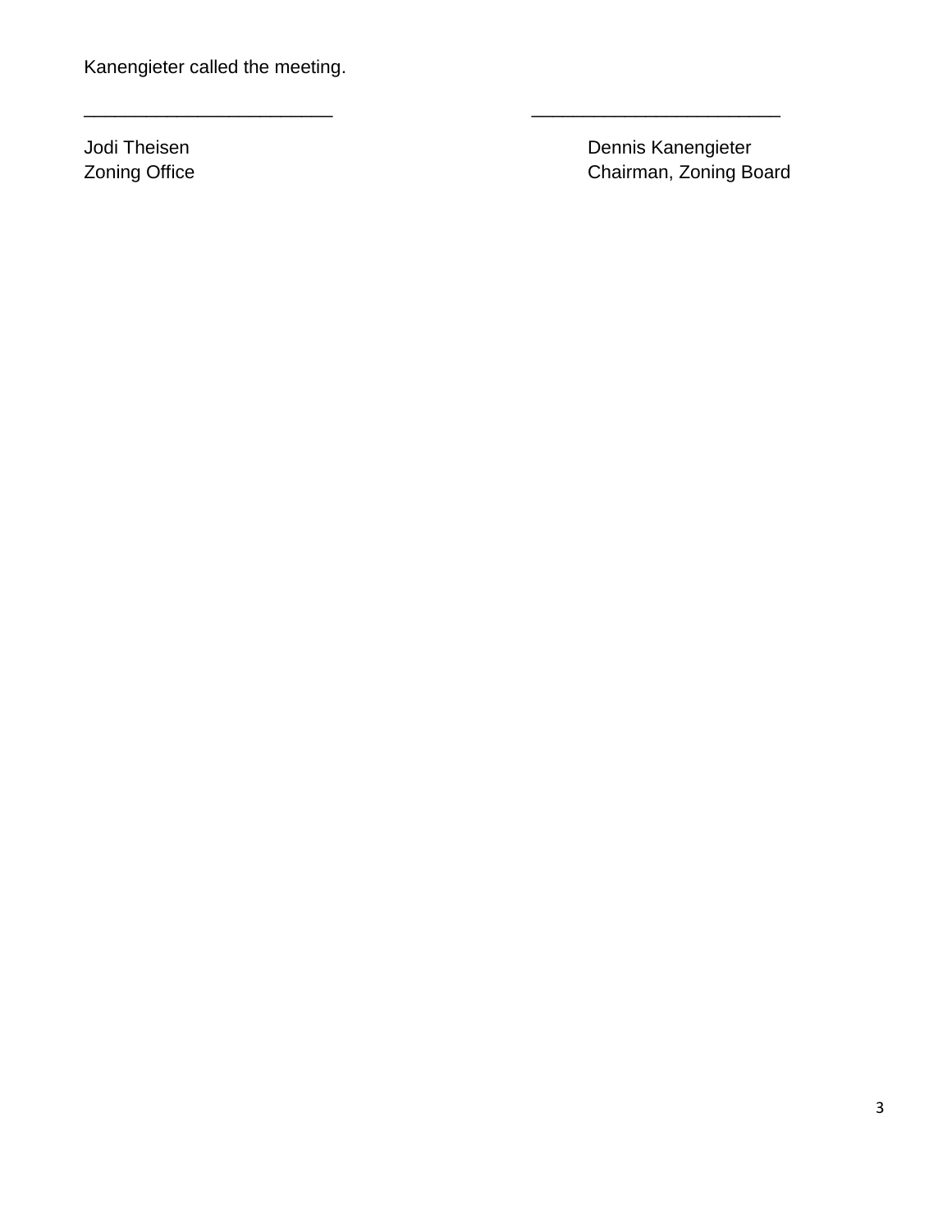Kanengieter called the meeting.

________________________ ________________________

Jodi Theisen
Zoning Office

Dennis Kanengieter
Chairman, Zoning Board